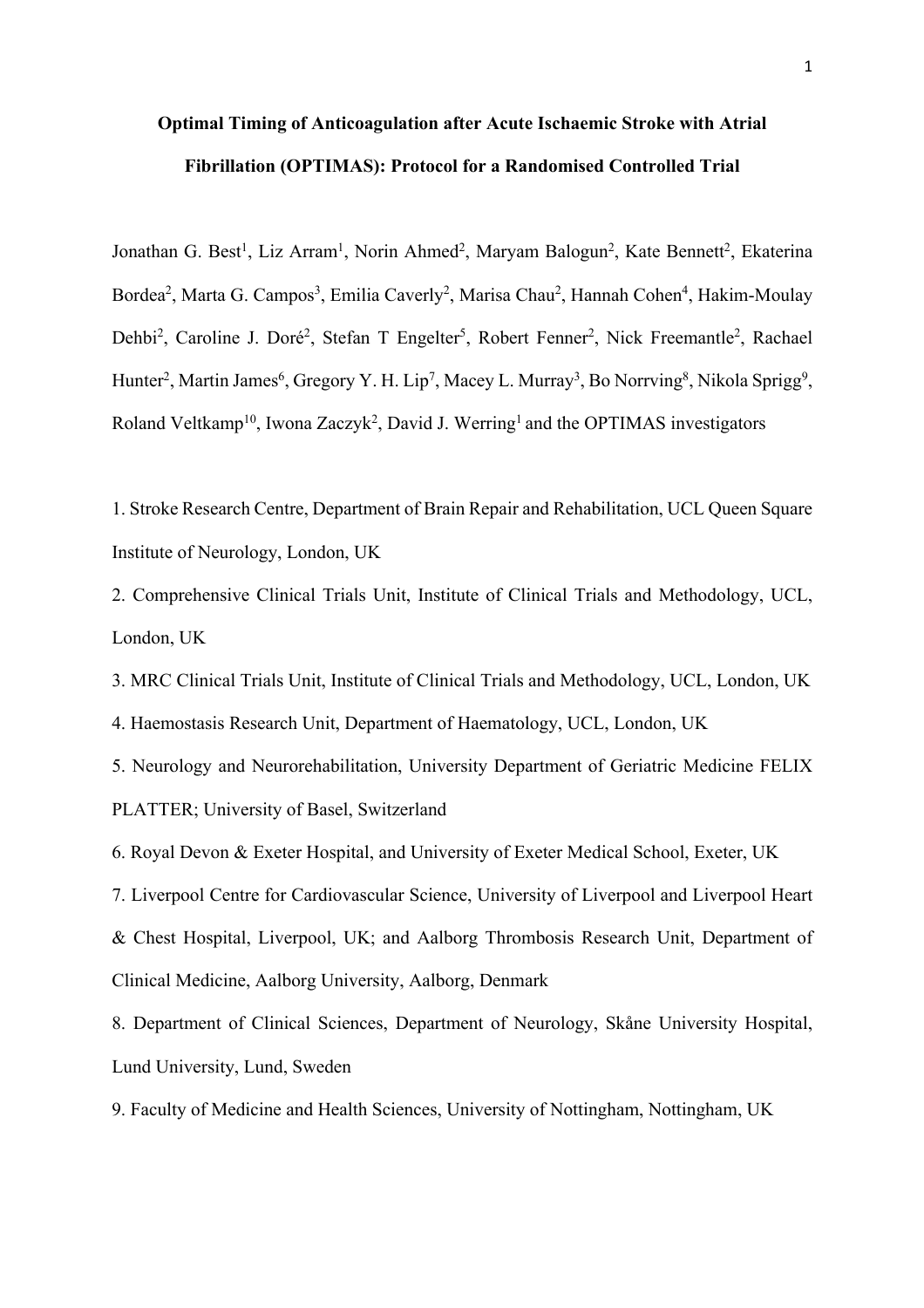# Optimal Timing of Anticoagulation after Acute Ischaemic Stroke with Atrial Fibrillation (OPTIMAS): Protocol for a Randomised Controlled Trial

Jonathan G. Best[1], Liz Arram[1], Norin Ahmed[2], Maryam Balogun[2], Kate Bennett[2], Ekaterina Bordea[2], Marta G. Campos[3], Emilia Caverly[2], Marisa Chau[2], Hannah Cohen[4], Hakim-Moulay Dehbi[2], Caroline J. Doré[2], Stefan T Engelter[5], Robert Fenner[2], Nick Freemantle[2], Rachael Hunter[2], Martin James[6], Gregory Y. H. Lip[7], Macey L. Murray[3], Bo Norrving[8], Nikola Sprigg[9], Roland Veltkamp[10], Iwona Zaczyk[2], David J. Werring[1] and the OPTIMAS investigators

1. Stroke Research Centre, Department of Brain Repair and Rehabilitation, UCL Queen Square Institute of Neurology, London, UK
2. Comprehensive Clinical Trials Unit, Institute of Clinical Trials and Methodology, UCL, London, UK
3. MRC Clinical Trials Unit, Institute of Clinical Trials and Methodology, UCL, London, UK
4. Haemostasis Research Unit, Department of Haematology, UCL, London, UK
5. Neurology and Neurorehabilitation, University Department of Geriatric Medicine FELIX PLATTER; University of Basel, Switzerland
6. Royal Devon & Exeter Hospital, and University of Exeter Medical School, Exeter, UK
7. Liverpool Centre for Cardiovascular Science, University of Liverpool and Liverpool Heart & Chest Hospital, Liverpool, UK; and Aalborg Thrombosis Research Unit, Department of Clinical Medicine, Aalborg University, Aalborg, Denmark
8. Department of Clinical Sciences, Department of Neurology, Skåne University Hospital, Lund University, Lund, Sweden
9. Faculty of Medicine and Health Sciences, University of Nottingham, Nottingham, UK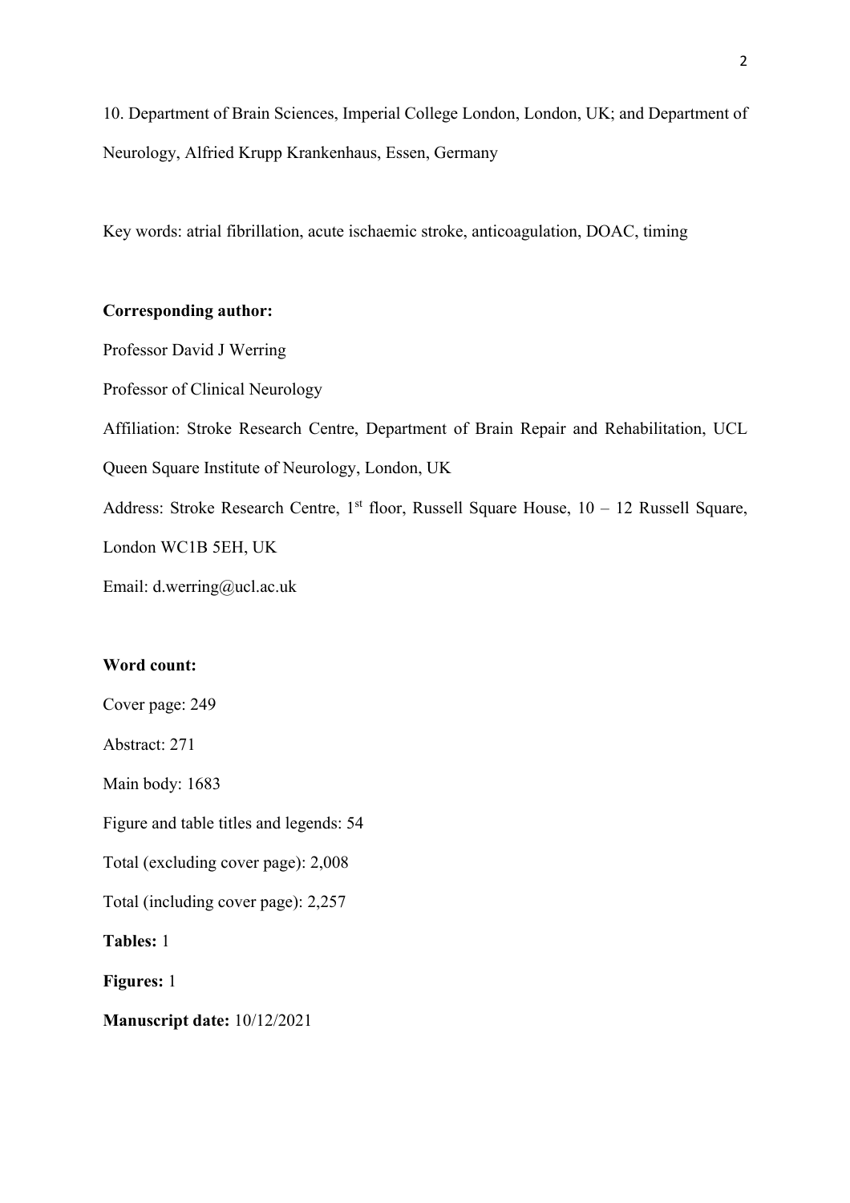10. Department of Brain Sciences, Imperial College London, London, UK; and Department of Neurology, Alfried Krupp Krankenhaus, Essen, Germany

Key words: atrial fibrillation, acute ischaemic stroke, anticoagulation, DOAC, timing

**Corresponding author:**

Professor David J Werring

Professor of Clinical Neurology

Affiliation: Stroke Research Centre, Department of Brain Repair and Rehabilitation, UCL Queen Square Institute of Neurology, London, UK

Address: Stroke Research Centre, 1st floor, Russell Square House, 10 – 12 Russell Square, London WC1B 5EH, UK

Email: d.werring@ucl.ac.uk

**Word count:**

Cover page: 249

Abstract: 271

Main body: 1683

Figure and table titles and legends: 54

Total (excluding cover page): 2,008

Total (including cover page): 2,257

**Tables:** 1

**Figures:** 1

**Manuscript date:** 10/12/2021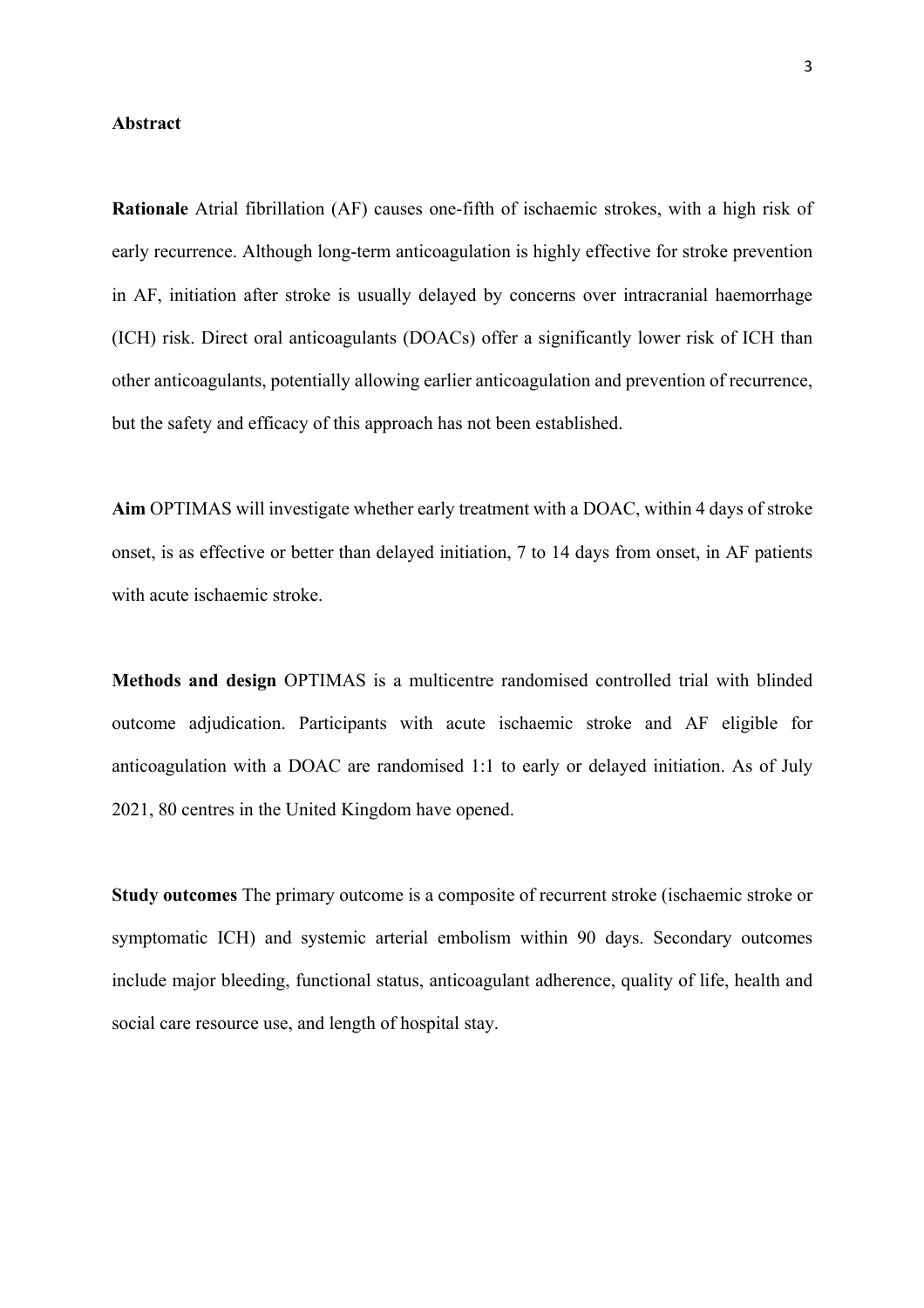## Abstract

**Rationale** Atrial fibrillation (AF) causes one-fifth of ischaemic strokes, with a high risk of early recurrence. Although long-term anticoagulation is highly effective for stroke prevention in AF, initiation after stroke is usually delayed by concerns over intracranial haemorrhage (ICH) risk. Direct oral anticoagulants (DOACs) offer a significantly lower risk of ICH than other anticoagulants, potentially allowing earlier anticoagulation and prevention of recurrence, but the safety and efficacy of this approach has not been established.

**Aim** OPTIMAS will investigate whether early treatment with a DOAC, within 4 days of stroke onset, is as effective or better than delayed initiation, 7 to 14 days from onset, in AF patients with acute ischaemic stroke.

**Methods and design** OPTIMAS is a multicentre randomised controlled trial with blinded outcome adjudication. Participants with acute ischaemic stroke and AF eligible for anticoagulation with a DOAC are randomised 1:1 to early or delayed initiation. As of July 2021, 80 centres in the United Kingdom have opened.

**Study outcomes** The primary outcome is a composite of recurrent stroke (ischaemic stroke or symptomatic ICH) and systemic arterial embolism within 90 days. Secondary outcomes include major bleeding, functional status, anticoagulant adherence, quality of life, health and social care resource use, and length of hospital stay.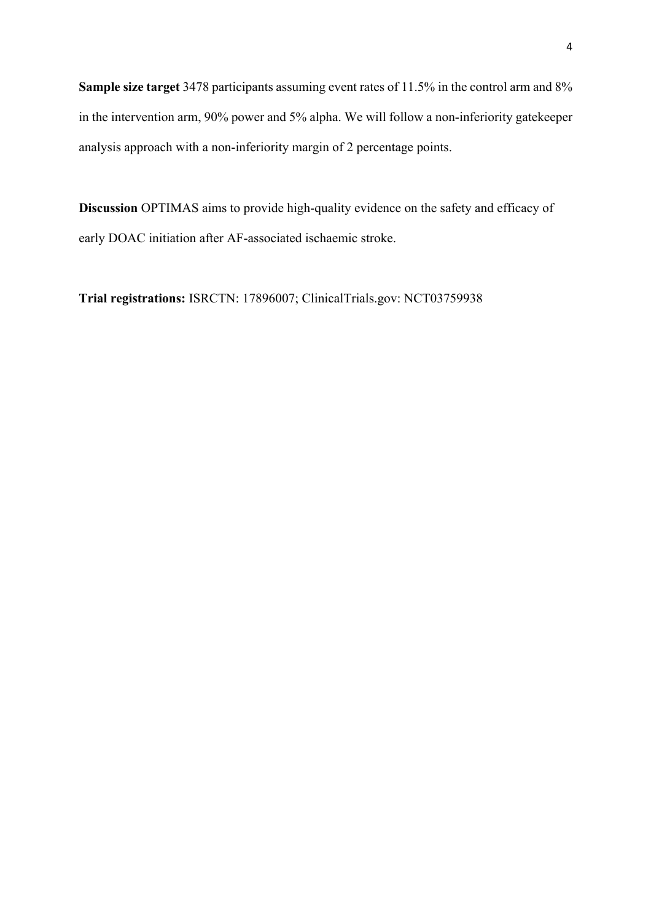**Sample size target** 3478 participants assuming event rates of 11.5% in the control arm and 8% in the intervention arm, 90% power and 5% alpha. We will follow a non-inferiority gatekeeper analysis approach with a non-inferiority margin of 2 percentage points.

**Discussion** OPTIMAS aims to provide high-quality evidence on the safety and efficacy of early DOAC initiation after AF-associated ischaemic stroke.

**Trial registrations:** ISRCTN: 17896007; ClinicalTrials.gov: NCT03759938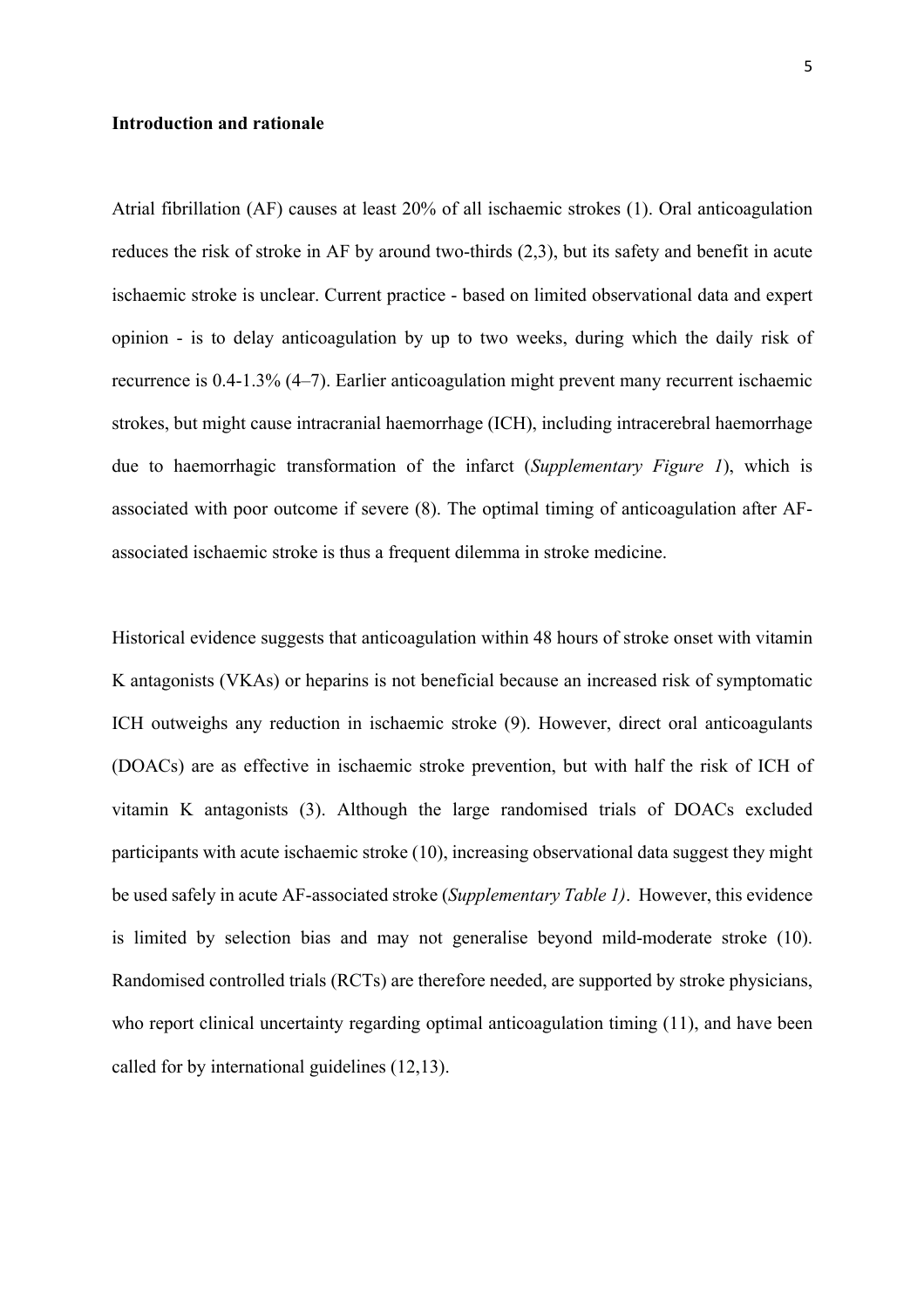**Introduction and rationale**

Atrial fibrillation (AF) causes at least 20% of all ischaemic strokes (1). Oral anticoagulation reduces the risk of stroke in AF by around two-thirds (2,3), but its safety and benefit in acute ischaemic stroke is unclear. Current practice - based on limited observational data and expert opinion - is to delay anticoagulation by up to two weeks, during which the daily risk of recurrence is 0.4-1.3% (4–7). Earlier anticoagulation might prevent many recurrent ischaemic strokes, but might cause intracranial haemorrhage (ICH), including intracerebral haemorrhage due to haemorrhagic transformation of the infarct (*Supplementary Figure 1*), which is associated with poor outcome if severe (8). The optimal timing of anticoagulation after AF-associated ischaemic stroke is thus a frequent dilemma in stroke medicine.

Historical evidence suggests that anticoagulation within 48 hours of stroke onset with vitamin K antagonists (VKAs) or heparins is not beneficial because an increased risk of symptomatic ICH outweighs any reduction in ischaemic stroke (9). However, direct oral anticoagulants (DOACs) are as effective in ischaemic stroke prevention, but with half the risk of ICH of vitamin K antagonists (3). Although the large randomised trials of DOACs excluded participants with acute ischaemic stroke (10), increasing observational data suggest they might be used safely in acute AF-associated stroke (*Supplementary Table 1)*. However, this evidence is limited by selection bias and may not generalise beyond mild-moderate stroke (10). Randomised controlled trials (RCTs) are therefore needed, are supported by stroke physicians, who report clinical uncertainty regarding optimal anticoagulation timing (11), and have been called for by international guidelines (12,13).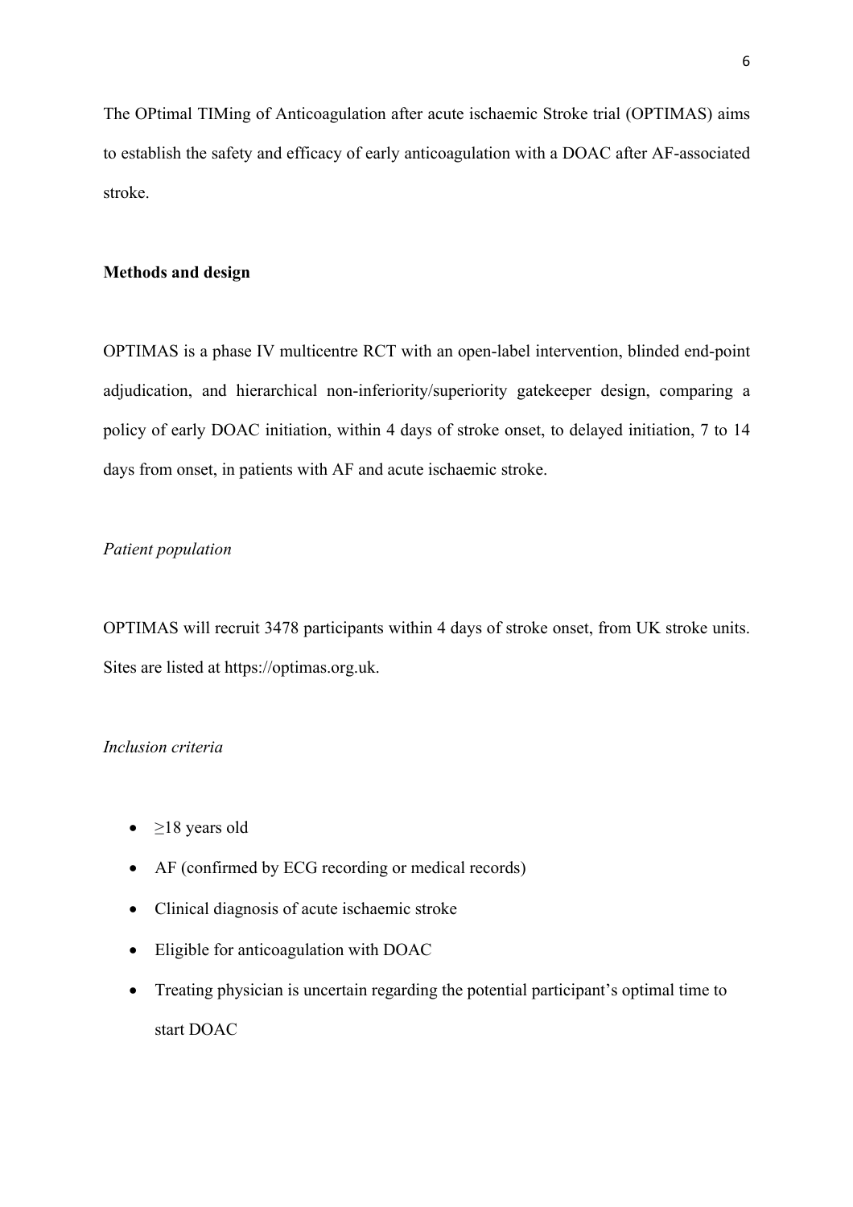The OPtimal TIMing of Anticoagulation after acute ischaemic Stroke trial (OPTIMAS) aims to establish the safety and efficacy of early anticoagulation with a DOAC after AF-associated stroke.

## Methods and design

OPTIMAS is a phase IV multicentre RCT with an open-label intervention, blinded end-point adjudication, and hierarchical non-inferiority/superiority gatekeeper design, comparing a policy of early DOAC initiation, within 4 days of stroke onset, to delayed initiation, 7 to 14 days from onset, in patients with AF and acute ischaemic stroke.

### *Patient population*

OPTIMAS will recruit 3478 participants within 4 days of stroke onset, from UK stroke units. Sites are listed at https://optimas.org.uk.

### *Inclusion criteria*

- ≥18 years old
- AF (confirmed by ECG recording or medical records)
- Clinical diagnosis of acute ischaemic stroke
- Eligible for anticoagulation with DOAC
- Treating physician is uncertain regarding the potential participant's optimal time to start DOAC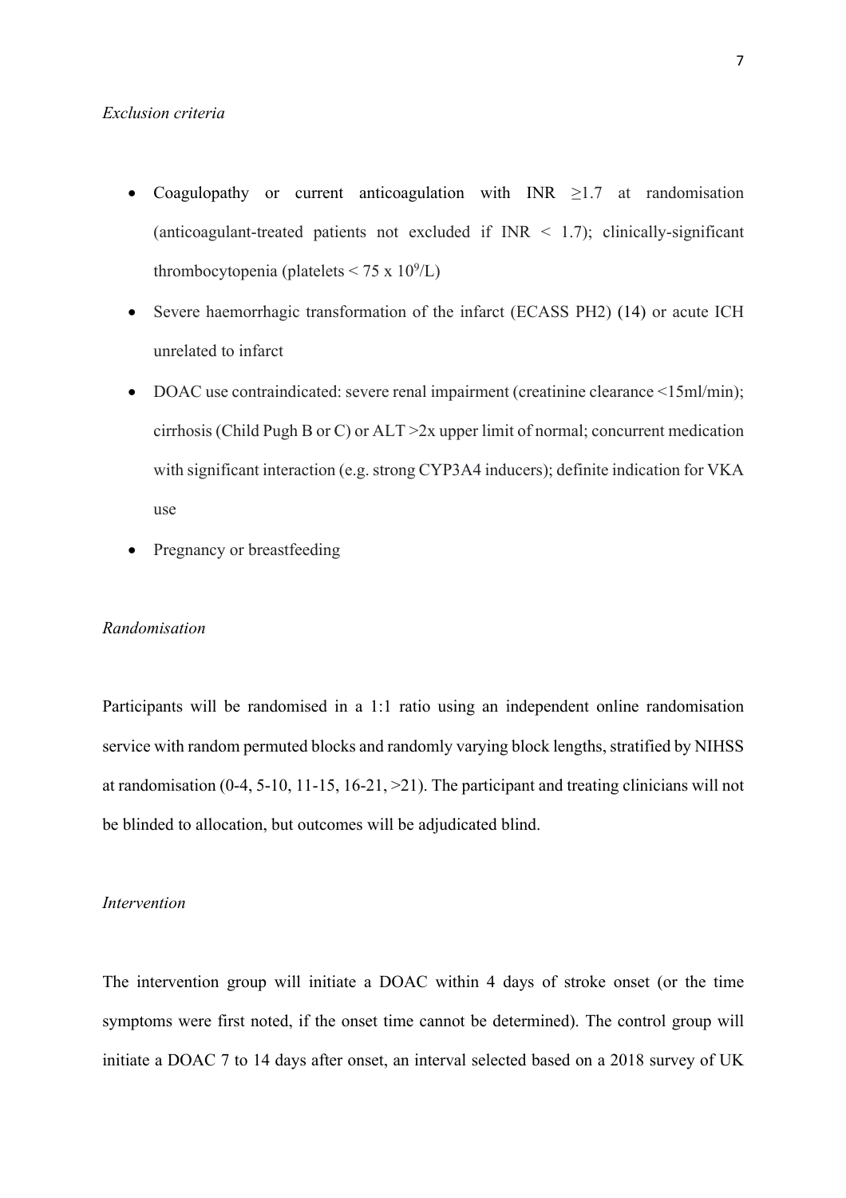*Exclusion criteria*

- Coagulopathy or current anticoagulation with INR ≥1.7 at randomisation (anticoagulant-treated patients not excluded if INR < 1.7); clinically-significant thrombocytopenia (platelets < 75 x $10^9$/L)
- Severe haemorrhagic transformation of the infarct (ECASS PH2) (14) or acute ICH unrelated to infarct
- DOAC use contraindicated: severe renal impairment (creatinine clearance <15ml/min); cirrhosis (Child Pugh B or C) or ALT >2x upper limit of normal; concurrent medication with significant interaction (e.g. strong CYP3A4 inducers); definite indication for VKA use
- Pregnancy or breastfeeding

*Randomisation*

Participants will be randomised in a 1:1 ratio using an independent online randomisation service with random permuted blocks and randomly varying block lengths, stratified by NIHSS at randomisation (0-4, 5-10, 11-15, 16-21, >21). The participant and treating clinicians will not be blinded to allocation, but outcomes will be adjudicated blind.

*Intervention*

The intervention group will initiate a DOAC within 4 days of stroke onset (or the time symptoms were first noted, if the onset time cannot be determined). The control group will initiate a DOAC 7 to 14 days after onset, an interval selected based on a 2018 survey of UK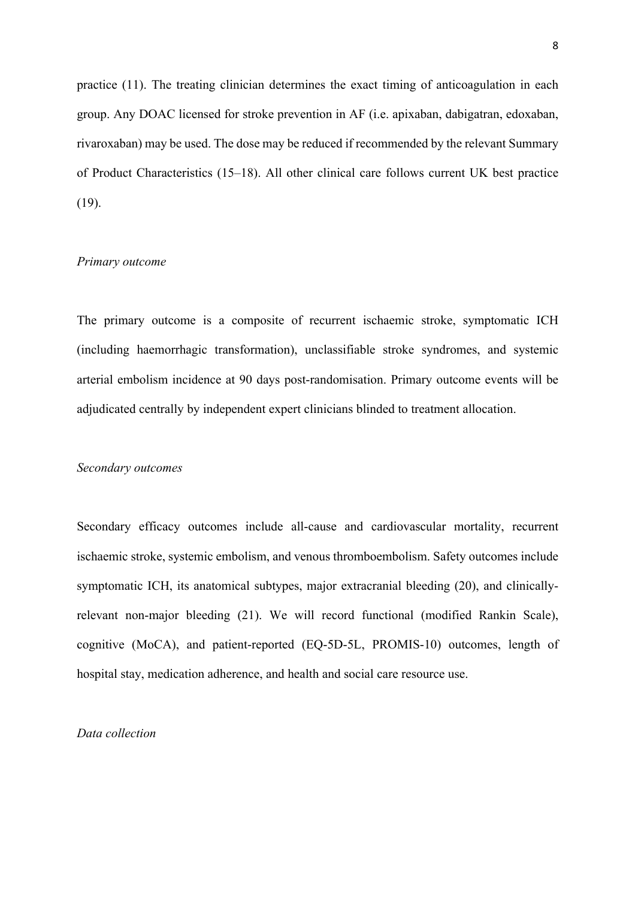practice (11). The treating clinician determines the exact timing of anticoagulation in each group. Any DOAC licensed for stroke prevention in AF (i.e. apixaban, dabigatran, edoxaban, rivaroxaban) may be used. The dose may be reduced if recommended by the relevant Summary of Product Characteristics (15–18). All other clinical care follows current UK best practice (19).

*Primary outcome*

The primary outcome is a composite of recurrent ischaemic stroke, symptomatic ICH (including haemorrhagic transformation), unclassifiable stroke syndromes, and systemic arterial embolism incidence at 90 days post-randomisation. Primary outcome events will be adjudicated centrally by independent expert clinicians blinded to treatment allocation.

*Secondary outcomes*

Secondary efficacy outcomes include all-cause and cardiovascular mortality, recurrent ischaemic stroke, systemic embolism, and venous thromboembolism. Safety outcomes include symptomatic ICH, its anatomical subtypes, major extracranial bleeding (20), and clinically-relevant non-major bleeding (21). We will record functional (modified Rankin Scale), cognitive (MoCA), and patient-reported (EQ-5D-5L, PROMIS-10) outcomes, length of hospital stay, medication adherence, and health and social care resource use.

*Data collection*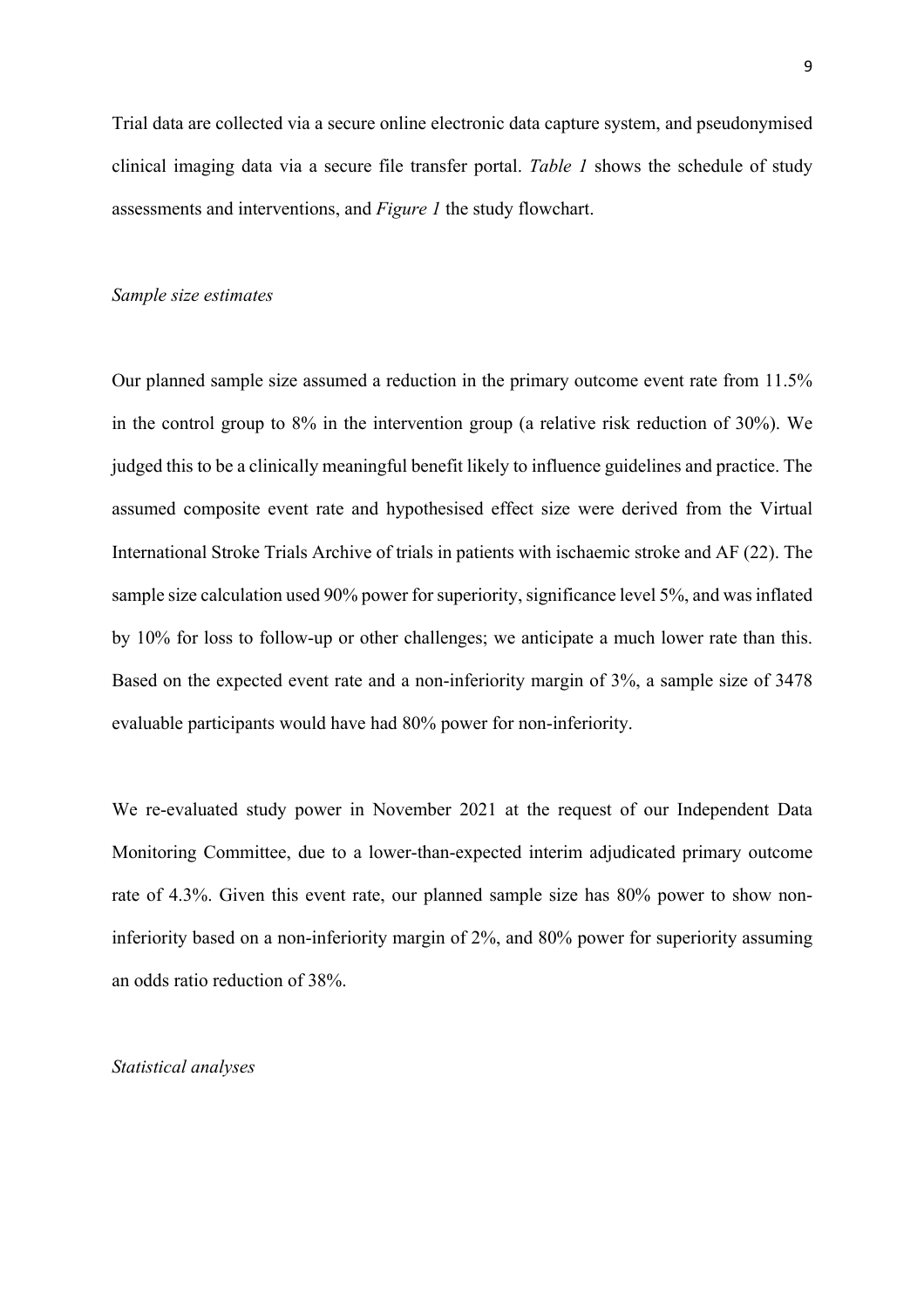Trial data are collected via a secure online electronic data capture system, and pseudonymised clinical imaging data via a secure file transfer portal. *Table 1* shows the schedule of study assessments and interventions, and *Figure 1* the study flowchart.

*Sample size estimates*

Our planned sample size assumed a reduction in the primary outcome event rate from 11.5% in the control group to 8% in the intervention group (a relative risk reduction of 30%). We judged this to be a clinically meaningful benefit likely to influence guidelines and practice. The assumed composite event rate and hypothesised effect size were derived from the Virtual International Stroke Trials Archive of trials in patients with ischaemic stroke and AF (22). The sample size calculation used 90% power for superiority, significance level 5%, and was inflated by 10% for loss to follow-up or other challenges; we anticipate a much lower rate than this. Based on the expected event rate and a non-inferiority margin of 3%, a sample size of 3478 evaluable participants would have had 80% power for non-inferiority.

We re-evaluated study power in November 2021 at the request of our Independent Data Monitoring Committee, due to a lower-than-expected interim adjudicated primary outcome rate of 4.3%. Given this event rate, our planned sample size has 80% power to show non-inferiority based on a non-inferiority margin of 2%, and 80% power for superiority assuming an odds ratio reduction of 38%.

*Statistical analyses*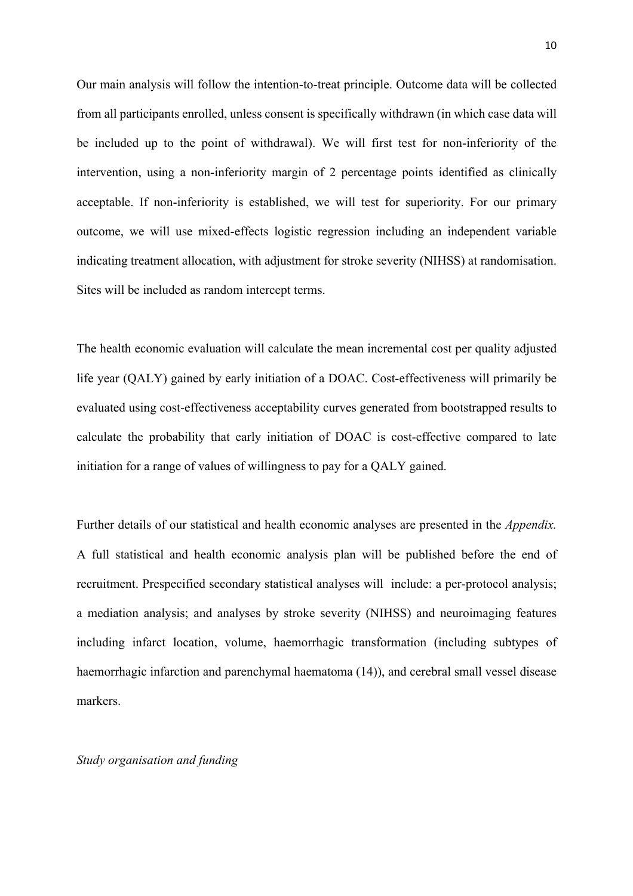Our main analysis will follow the intention-to-treat principle. Outcome data will be collected from all participants enrolled, unless consent is specifically withdrawn (in which case data will be included up to the point of withdrawal). We will first test for non-inferiority of the intervention, using a non-inferiority margin of 2 percentage points identified as clinically acceptable. If non-inferiority is established, we will test for superiority. For our primary outcome, we will use mixed-effects logistic regression including an independent variable indicating treatment allocation, with adjustment for stroke severity (NIHSS) at randomisation. Sites will be included as random intercept terms.

The health economic evaluation will calculate the mean incremental cost per quality adjusted life year (QALY) gained by early initiation of a DOAC. Cost-effectiveness will primarily be evaluated using cost-effectiveness acceptability curves generated from bootstrapped results to calculate the probability that early initiation of DOAC is cost-effective compared to late initiation for a range of values of willingness to pay for a QALY gained.

Further details of our statistical and health economic analyses are presented in the *Appendix.* A full statistical and health economic analysis plan will be published before the end of recruitment. Prespecified secondary statistical analyses will include: a per-protocol analysis; a mediation analysis; and analyses by stroke severity (NIHSS) and neuroimaging features including infarct location, volume, haemorrhagic transformation (including subtypes of haemorrhagic infarction and parenchymal haematoma (14)), and cerebral small vessel disease markers.

*Study organisation and funding*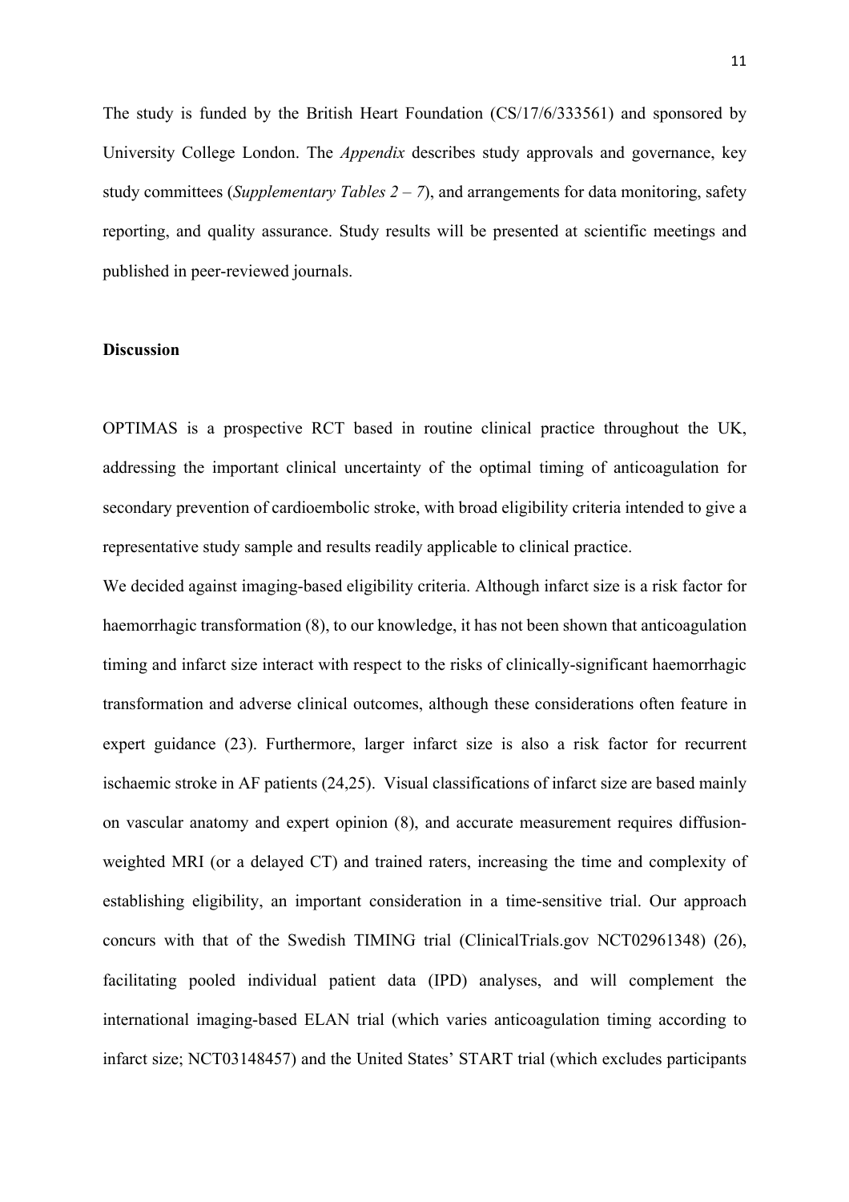The study is funded by the British Heart Foundation (CS/17/6/333561) and sponsored by University College London. The *Appendix* describes study approvals and governance, key study committees (*Supplementary Tables 2 – 7*), and arrangements for data monitoring, safety reporting, and quality assurance. Study results will be presented at scientific meetings and published in peer-reviewed journals.

**Discussion**

OPTIMAS is a prospective RCT based in routine clinical practice throughout the UK, addressing the important clinical uncertainty of the optimal timing of anticoagulation for secondary prevention of cardioembolic stroke, with broad eligibility criteria intended to give a representative study sample and results readily applicable to clinical practice.

We decided against imaging-based eligibility criteria. Although infarct size is a risk factor for haemorrhagic transformation (8), to our knowledge, it has not been shown that anticoagulation timing and infarct size interact with respect to the risks of clinically-significant haemorrhagic transformation and adverse clinical outcomes, although these considerations often feature in expert guidance (23). Furthermore, larger infarct size is also a risk factor for recurrent ischaemic stroke in AF patients (24,25). Visual classifications of infarct size are based mainly on vascular anatomy and expert opinion (8), and accurate measurement requires diffusion-weighted MRI (or a delayed CT) and trained raters, increasing the time and complexity of establishing eligibility, an important consideration in a time-sensitive trial. Our approach concurs with that of the Swedish TIMING trial (ClinicalTrials.gov NCT02961348) (26), facilitating pooled individual patient data (IPD) analyses, and will complement the international imaging-based ELAN trial (which varies anticoagulation timing according to infarct size; NCT03148457) and the United States' START trial (which excludes participants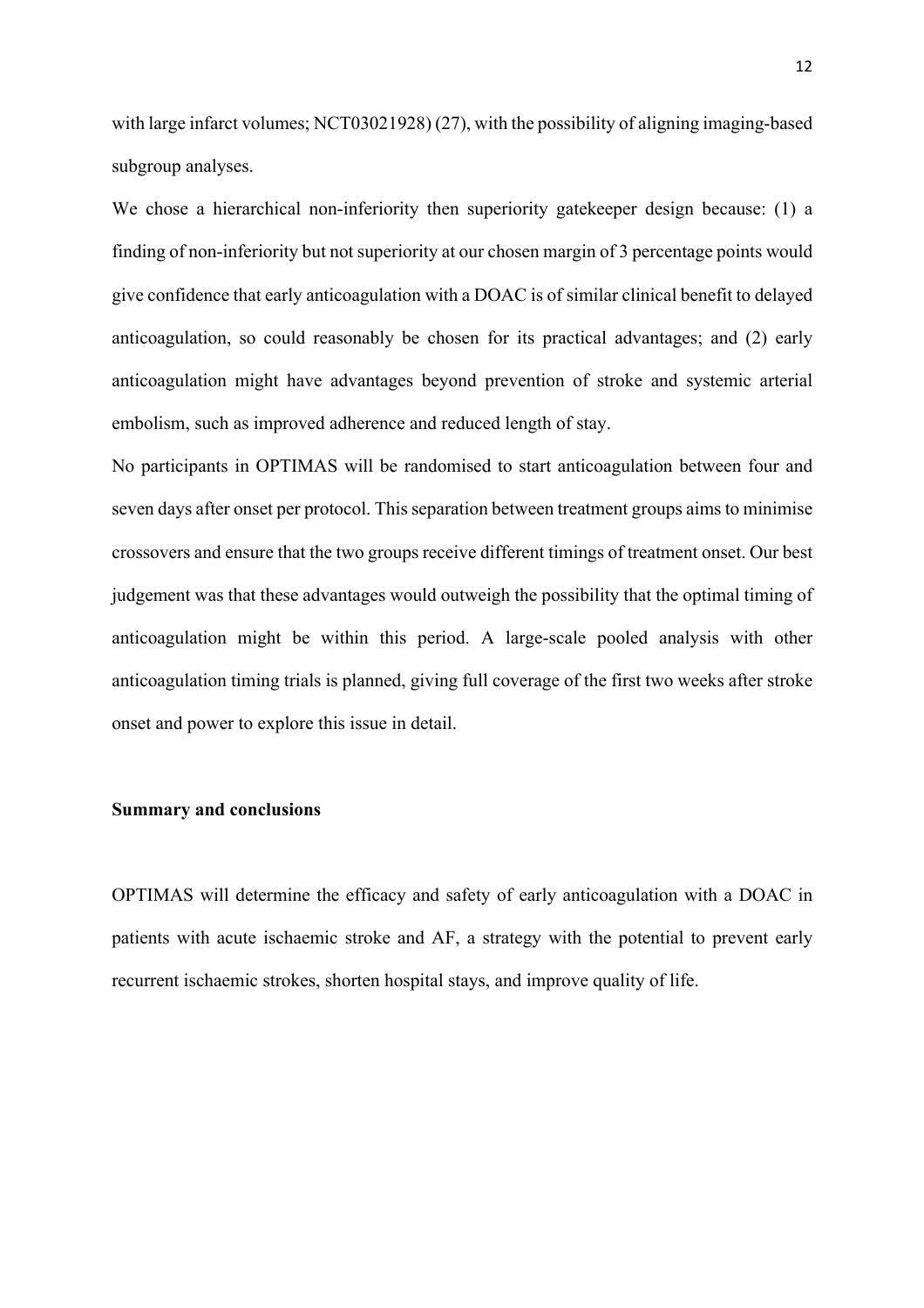with large infarct volumes; NCT03021928) (27), with the possibility of aligning imaging-based subgroup analyses.

We chose a hierarchical non-inferiority then superiority gatekeeper design because: (1) a finding of non-inferiority but not superiority at our chosen margin of 3 percentage points would give confidence that early anticoagulation with a DOAC is of similar clinical benefit to delayed anticoagulation, so could reasonably be chosen for its practical advantages; and (2) early anticoagulation might have advantages beyond prevention of stroke and systemic arterial embolism, such as improved adherence and reduced length of stay.

No participants in OPTIMAS will be randomised to start anticoagulation between four and seven days after onset per protocol. This separation between treatment groups aims to minimise crossovers and ensure that the two groups receive different timings of treatment onset. Our best judgement was that these advantages would outweigh the possibility that the optimal timing of anticoagulation might be within this period. A large-scale pooled analysis with other anticoagulation timing trials is planned, giving full coverage of the first two weeks after stroke onset and power to explore this issue in detail.

**Summary and conclusions**

OPTIMAS will determine the efficacy and safety of early anticoagulation with a DOAC in patients with acute ischaemic stroke and AF, a strategy with the potential to prevent early recurrent ischaemic strokes, shorten hospital stays, and improve quality of life.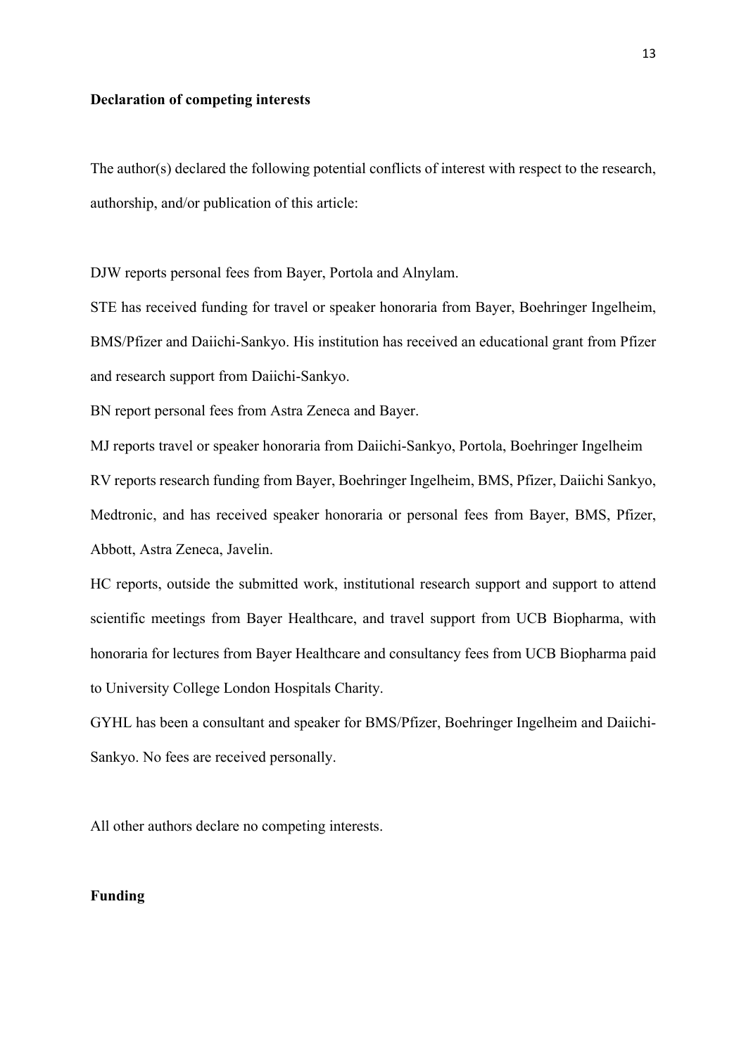**Declaration of competing interests**

The author(s) declared the following potential conflicts of interest with respect to the research, authorship, and/or publication of this article:

DJW reports personal fees from Bayer, Portola and Alnylam.

STE has received funding for travel or speaker honoraria from Bayer, Boehringer Ingelheim, BMS/Pfizer and Daiichi-Sankyo. His institution has received an educational grant from Pfizer and research support from Daiichi-Sankyo.

BN report personal fees from Astra Zeneca and Bayer.

MJ reports travel or speaker honoraria from Daiichi-Sankyo, Portola, Boehringer Ingelheim

RV reports research funding from Bayer, Boehringer Ingelheim, BMS, Pfizer, Daiichi Sankyo, Medtronic, and has received speaker honoraria or personal fees from Bayer, BMS, Pfizer, Abbott, Astra Zeneca, Javelin.

HC reports, outside the submitted work, institutional research support and support to attend scientific meetings from Bayer Healthcare, and travel support from UCB Biopharma, with honoraria for lectures from Bayer Healthcare and consultancy fees from UCB Biopharma paid to University College London Hospitals Charity.

GYHL has been a consultant and speaker for BMS/Pfizer, Boehringer Ingelheim and Daiichi-Sankyo. No fees are received personally.

All other authors declare no competing interests.

**Funding**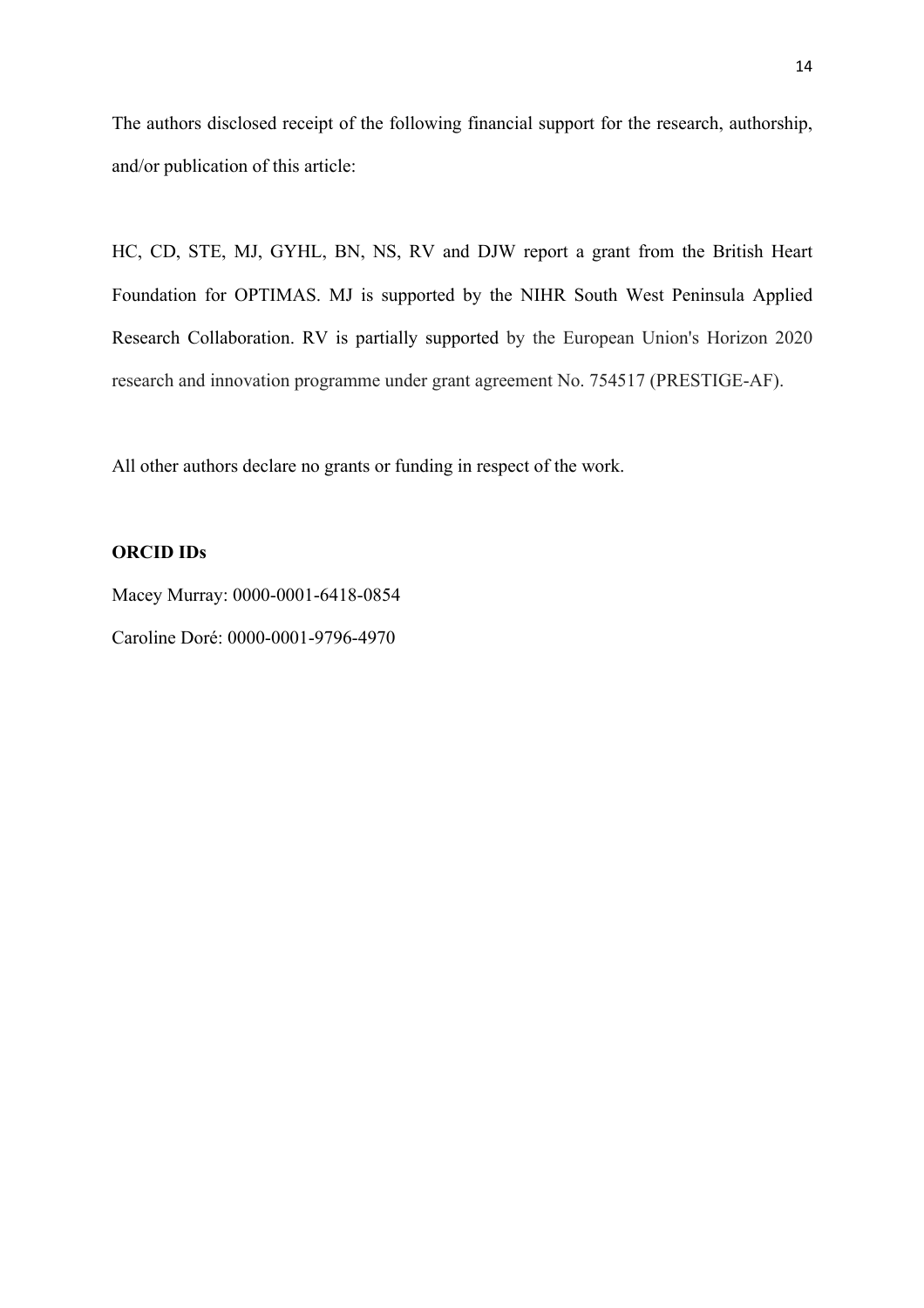The authors disclosed receipt of the following financial support for the research, authorship, and/or publication of this article:

HC, CD, STE, MJ, GYHL, BN, NS, RV and DJW report a grant from the British Heart Foundation for OPTIMAS. MJ is supported by the NIHR South West Peninsula Applied Research Collaboration. RV is partially supported by the European Union's Horizon 2020 research and innovation programme under grant agreement No. 754517 (PRESTIGE-AF).

All other authors declare no grants or funding in respect of the work.

**ORCID IDs**

Macey Murray: 0000-0001-6418-0854

Caroline Doré: 0000-0001-9796-4970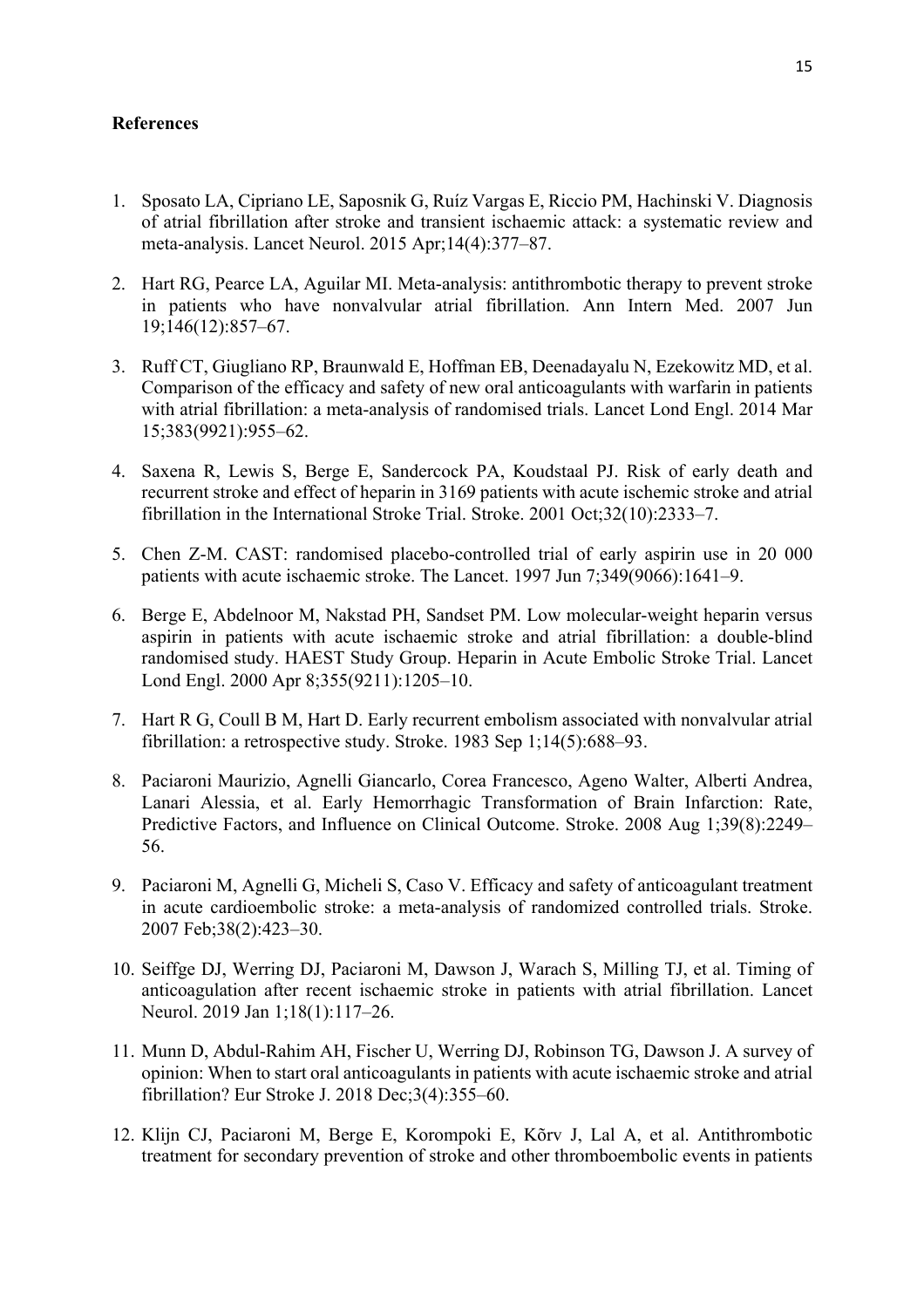**References**

1. Sposato LA, Cipriano LE, Saposnik G, Ruíz Vargas E, Riccio PM, Hachinski V. Diagnosis of atrial fibrillation after stroke and transient ischaemic attack: a systematic review and meta-analysis. Lancet Neurol. 2015 Apr;14(4):377–87.

2. Hart RG, Pearce LA, Aguilar MI. Meta-analysis: antithrombotic therapy to prevent stroke in patients who have nonvalvular atrial fibrillation. Ann Intern Med. 2007 Jun 19;146(12):857–67.

3. Ruff CT, Giugliano RP, Braunwald E, Hoffman EB, Deenadayalu N, Ezekowitz MD, et al. Comparison of the efficacy and safety of new oral anticoagulants with warfarin in patients with atrial fibrillation: a meta-analysis of randomised trials. Lancet Lond Engl. 2014 Mar 15;383(9921):955–62.

4. Saxena R, Lewis S, Berge E, Sandercock PA, Koudstaal PJ. Risk of early death and recurrent stroke and effect of heparin in 3169 patients with acute ischemic stroke and atrial fibrillation in the International Stroke Trial. Stroke. 2001 Oct;32(10):2333–7.

5. Chen Z-M. CAST: randomised placebo-controlled trial of early aspirin use in 20 000 patients with acute ischaemic stroke. The Lancet. 1997 Jun 7;349(9066):1641–9.

6. Berge E, Abdelnoor M, Nakstad PH, Sandset PM. Low molecular-weight heparin versus aspirin in patients with acute ischaemic stroke and atrial fibrillation: a double-blind randomised study. HAEST Study Group. Heparin in Acute Embolic Stroke Trial. Lancet Lond Engl. 2000 Apr 8;355(9211):1205–10.

7. Hart R G, Coull B M, Hart D. Early recurrent embolism associated with nonvalvular atrial fibrillation: a retrospective study. Stroke. 1983 Sep 1;14(5):688–93.

8. Paciaroni Maurizio, Agnelli Giancarlo, Corea Francesco, Ageno Walter, Alberti Andrea, Lanari Alessia, et al. Early Hemorrhagic Transformation of Brain Infarction: Rate, Predictive Factors, and Influence on Clinical Outcome. Stroke. 2008 Aug 1;39(8):2249–56.

9. Paciaroni M, Agnelli G, Micheli S, Caso V. Efficacy and safety of anticoagulant treatment in acute cardioembolic stroke: a meta-analysis of randomized controlled trials. Stroke. 2007 Feb;38(2):423–30.

10. Seiffge DJ, Werring DJ, Paciaroni M, Dawson J, Warach S, Milling TJ, et al. Timing of anticoagulation after recent ischaemic stroke in patients with atrial fibrillation. Lancet Neurol. 2019 Jan 1;18(1):117–26.

11. Munn D, Abdul-Rahim AH, Fischer U, Werring DJ, Robinson TG, Dawson J. A survey of opinion: When to start oral anticoagulants in patients with acute ischaemic stroke and atrial fibrillation? Eur Stroke J. 2018 Dec;3(4):355–60.

12. Klijn CJ, Paciaroni M, Berge E, Korompoki E, Kõrv J, Lal A, et al. Antithrombotic treatment for secondary prevention of stroke and other thromboembolic events in patients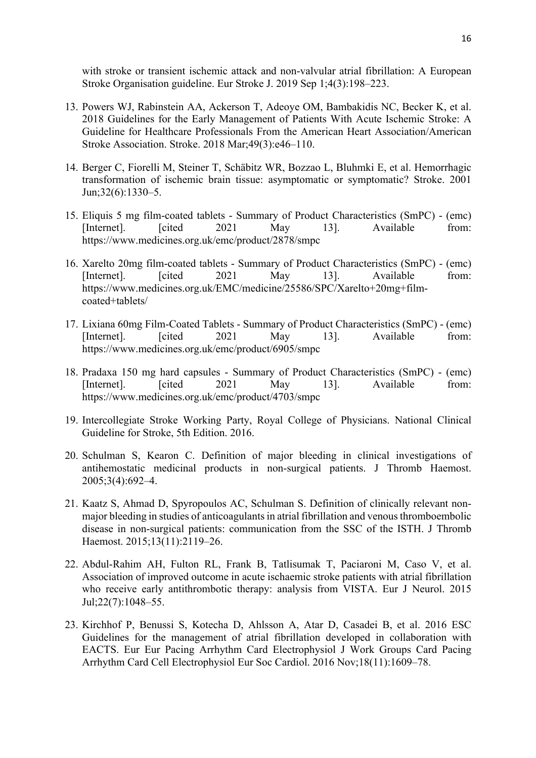with stroke or transient ischemic attack and non-valvular atrial fibrillation: A European Stroke Organisation guideline. Eur Stroke J. 2019 Sep 1;4(3):198–223.

13. Powers WJ, Rabinstein AA, Ackerson T, Adeoye OM, Bambakidis NC, Becker K, et al. 2018 Guidelines for the Early Management of Patients With Acute Ischemic Stroke: A Guideline for Healthcare Professionals From the American Heart Association/American Stroke Association. Stroke. 2018 Mar;49(3):e46–110.

14. Berger C, Fiorelli M, Steiner T, Schäbitz WR, Bozzao L, Bluhmki E, et al. Hemorrhagic transformation of ischemic brain tissue: asymptomatic or symptomatic? Stroke. 2001 Jun;32(6):1330–5.

15. Eliquis 5 mg film-coated tablets - Summary of Product Characteristics (SmPC) - (emc) [Internet]. [cited 2021 May 13]. Available from: https://www.medicines.org.uk/emc/product/2878/smpc

16. Xarelto 20mg film-coated tablets - Summary of Product Characteristics (SmPC) - (emc) [Internet]. [cited 2021 May 13]. Available from: https://www.medicines.org.uk/EMC/medicine/25586/SPC/Xarelto+20mg+film-coated+tablets/

17. Lixiana 60mg Film-Coated Tablets - Summary of Product Characteristics (SmPC) - (emc) [Internet]. [cited 2021 May 13]. Available from: https://www.medicines.org.uk/emc/product/6905/smpc

18. Pradaxa 150 mg hard capsules - Summary of Product Characteristics (SmPC) - (emc) [Internet]. [cited 2021 May 13]. Available from: https://www.medicines.org.uk/emc/product/4703/smpc

19. Intercollegiate Stroke Working Party, Royal College of Physicians. National Clinical Guideline for Stroke, 5th Edition. 2016.

20. Schulman S, Kearon C. Definition of major bleeding in clinical investigations of antihemostatic medicinal products in non-surgical patients. J Thromb Haemost. 2005;3(4):692–4.

21. Kaatz S, Ahmad D, Spyropoulos AC, Schulman S. Definition of clinically relevant non-major bleeding in studies of anticoagulants in atrial fibrillation and venous thromboembolic disease in non-surgical patients: communication from the SSC of the ISTH. J Thromb Haemost. 2015;13(11):2119–26.

22. Abdul-Rahim AH, Fulton RL, Frank B, Tatlisumak T, Paciaroni M, Caso V, et al. Association of improved outcome in acute ischaemic stroke patients with atrial fibrillation who receive early antithrombotic therapy: analysis from VISTA. Eur J Neurol. 2015 Jul;22(7):1048–55.

23. Kirchhof P, Benussi S, Kotecha D, Ahlsson A, Atar D, Casadei B, et al. 2016 ESC Guidelines for the management of atrial fibrillation developed in collaboration with EACTS. Eur Eur Pacing Arrhythm Card Electrophysiol J Work Groups Card Pacing Arrhythm Card Cell Electrophysiol Eur Soc Cardiol. 2016 Nov;18(11):1609–78.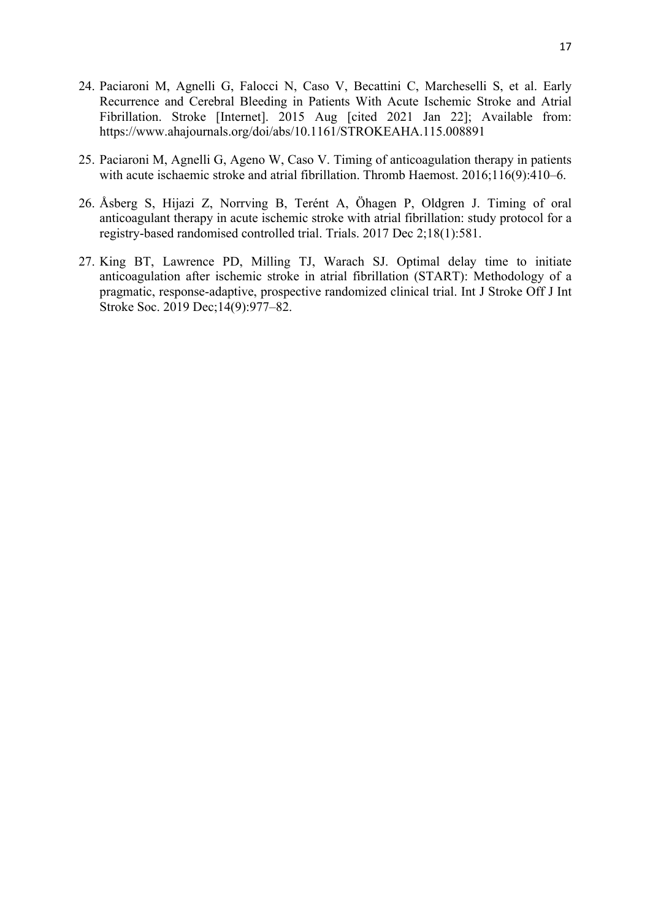24. Paciaroni M, Agnelli G, Falocci N, Caso V, Becattini C, Marcheselli S, et al. Early Recurrence and Cerebral Bleeding in Patients With Acute Ischemic Stroke and Atrial Fibrillation. Stroke [Internet]. 2015 Aug [cited 2021 Jan 22]; Available from: https://www.ahajournals.org/doi/abs/10.1161/STROKEAHA.115.008891

25. Paciaroni M, Agnelli G, Ageno W, Caso V. Timing of anticoagulation therapy in patients with acute ischaemic stroke and atrial fibrillation. Thromb Haemost. 2016;116(9):410–6.

26. Åsberg S, Hijazi Z, Norrving B, Terént A, Öhagen P, Oldgren J. Timing of oral anticoagulant therapy in acute ischemic stroke with atrial fibrillation: study protocol for a registry-based randomised controlled trial. Trials. 2017 Dec 2;18(1):581.

27. King BT, Lawrence PD, Milling TJ, Warach SJ. Optimal delay time to initiate anticoagulation after ischemic stroke in atrial fibrillation (START): Methodology of a pragmatic, response-adaptive, prospective randomized clinical trial. Int J Stroke Off J Int Stroke Soc. 2019 Dec;14(9):977–82.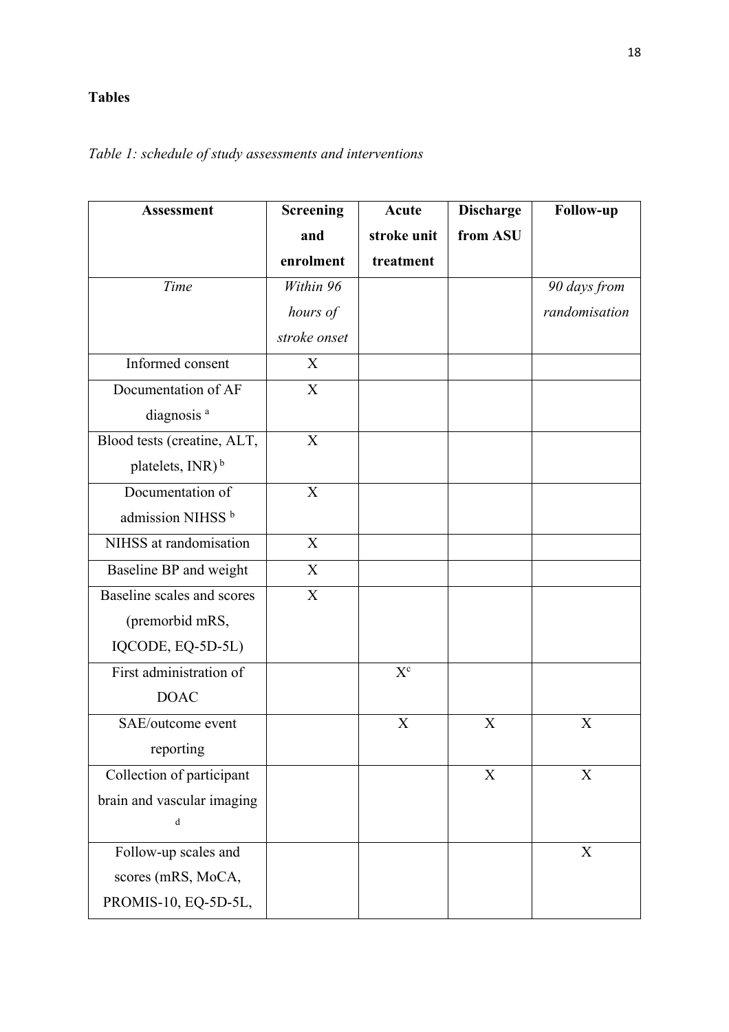**Tables**

*Table 1: schedule of study assessments and interventions*

| Assessment | Screening and enrolment | Acute stroke unit treatment | Discharge from ASU | Follow-up |
|---|---|---|---|---|
| *Time* | *Within 96 hours of stroke onset* | | | *90 days from randomisation* |
| Informed consent | X | | | |
| Documentation of AF diagnosis [a] | X | | | |
| Blood tests (creatine, ALT, platelets, INR) [b] | X | | | |
| Documentation of admission NIHSS [b] | X | | | |
| NIHSS at randomisation | X | | | |
| Baseline BP and weight | X | | | |
| Baseline scales and scores (premorbid mRS, IQCODE, EQ-5D-5L) | X | | | |
| First administration of DOAC | | X[c] | | |
| SAE/outcome event reporting | | X | X | X |
| Collection of participant brain and vascular imaging [d] | | | X | X |
| Follow-up scales and scores (mRS, MoCA, PROMIS-10, EQ-5D-5L, | | | | X |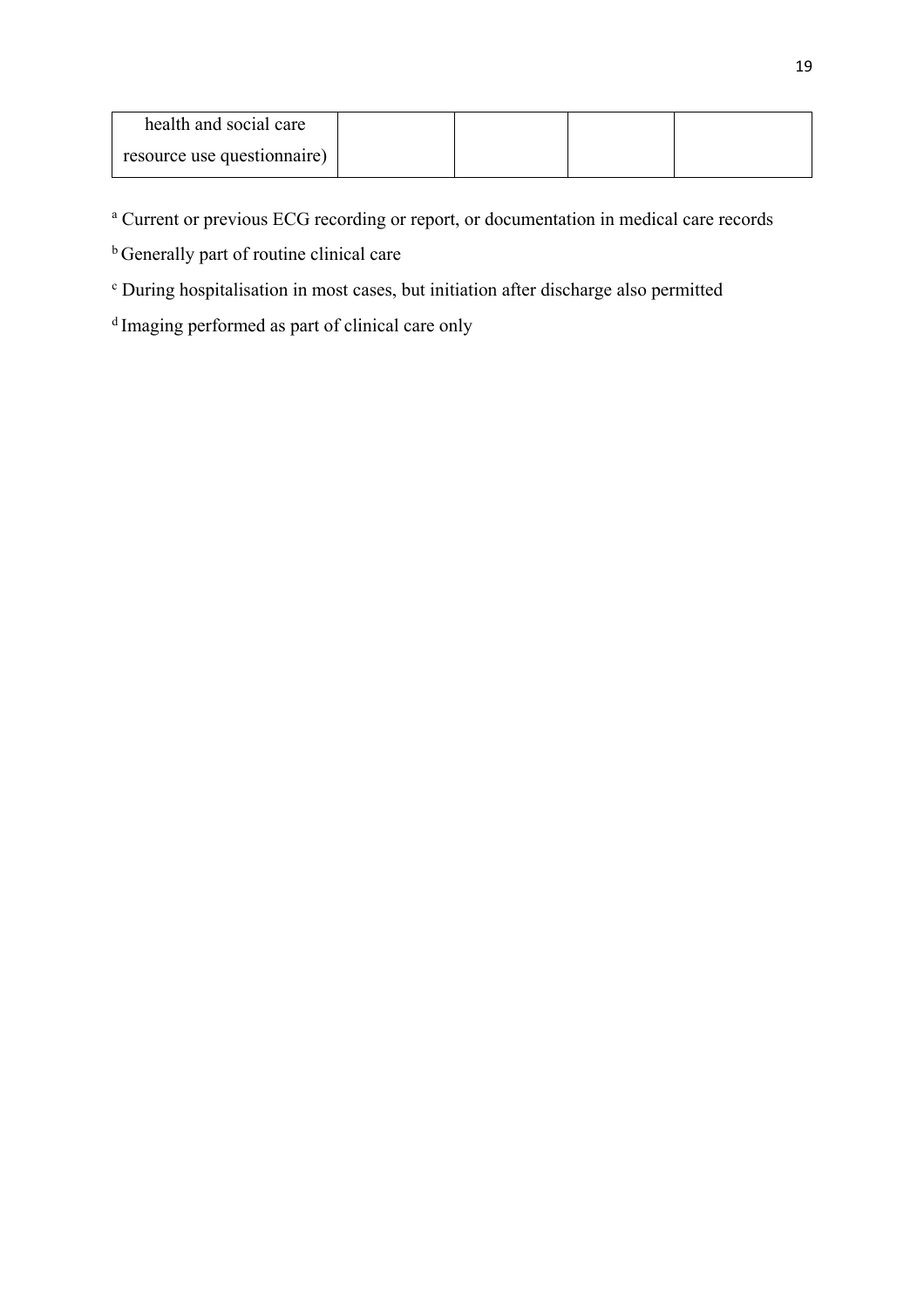| health and social care resource use questionnaire) | | | | |
|---|---|---|---|---|

[a] Current or previous ECG recording or report, or documentation in medical care records

[b] Generally part of routine clinical care

[c] During hospitalisation in most cases, but initiation after discharge also permitted

[d] Imaging performed as part of clinical care only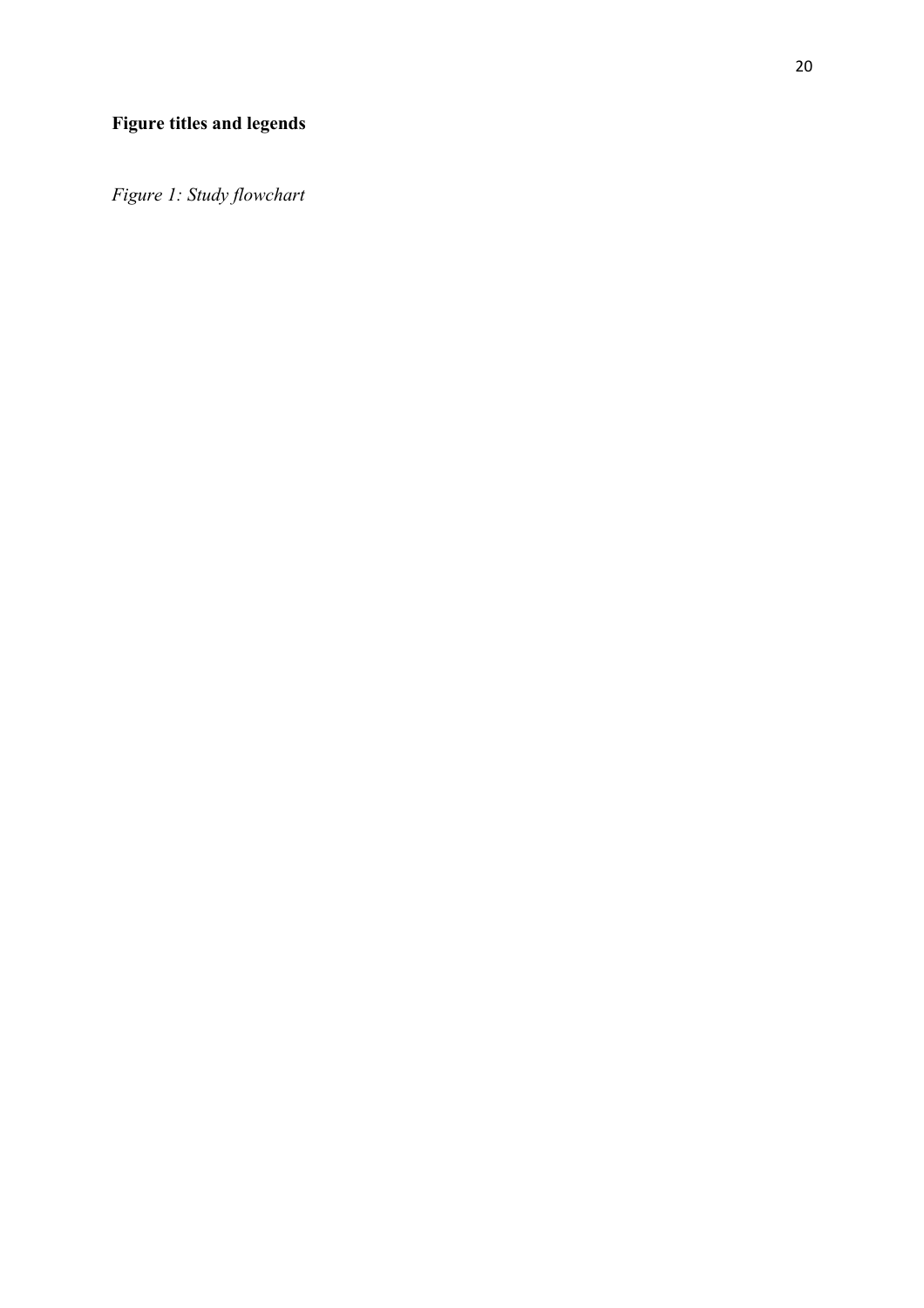**Figure titles and legends**

*Figure 1: Study flowchart*